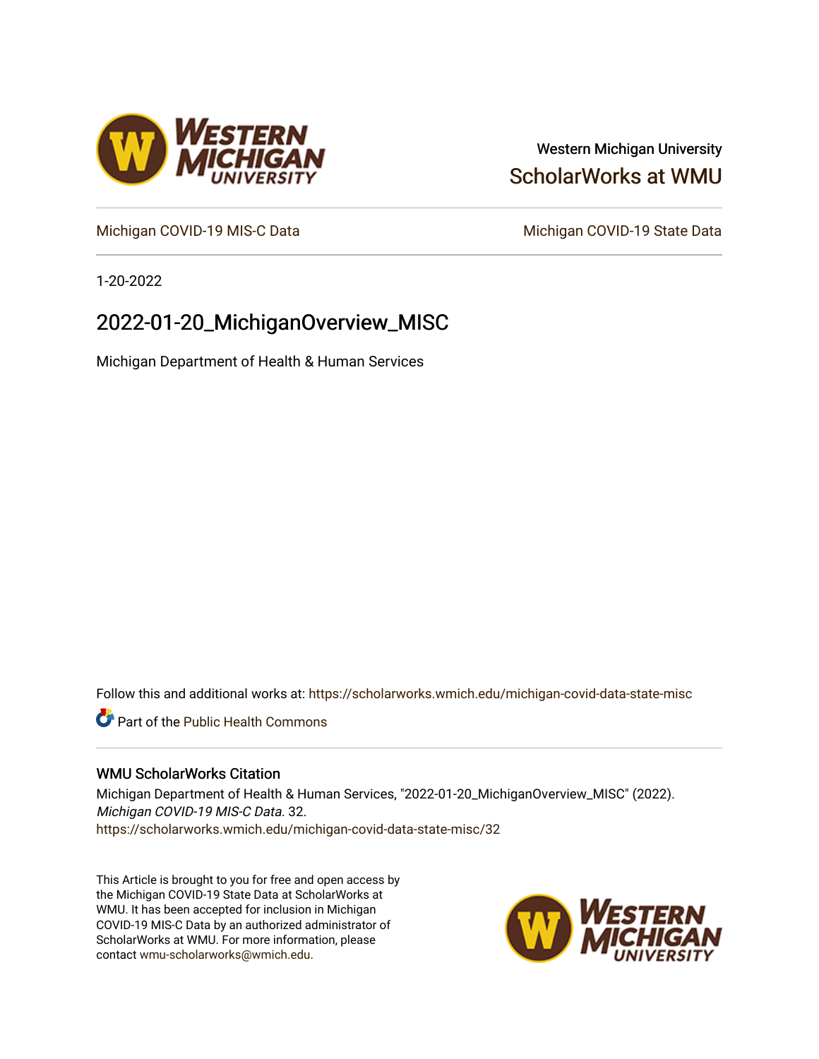Western Michigan University

ScholarWorks at WMU

Michigan COVID-19 MIS-C Data | Michigan COVID-19 State Data

1-20-2022

# 2022-01-20_MichiganOverview_MISC

Michigan Department of Health & Human Services

Follow this and additional works at: https://scholarworks.wmich.edu/michigan-covid-data-state-misc

Part of the Public Health Commons

## WMU ScholarWorks Citation

Michigan Department of Health & Human Services, "2022-01-20_MichiganOverview_MISC" (2022). *Michigan COVID-19 MIS-C Data*. 32.
https://scholarworks.wmich.edu/michigan-covid-data-state-misc/32

This Article is brought to you for free and open access by the Michigan COVID-19 State Data at ScholarWorks at WMU. It has been accepted for inclusion in Michigan COVID-19 MIS-C Data by an authorized administrator of ScholarWorks at WMU. For more information, please contact wmu-scholarworks@wmich.edu.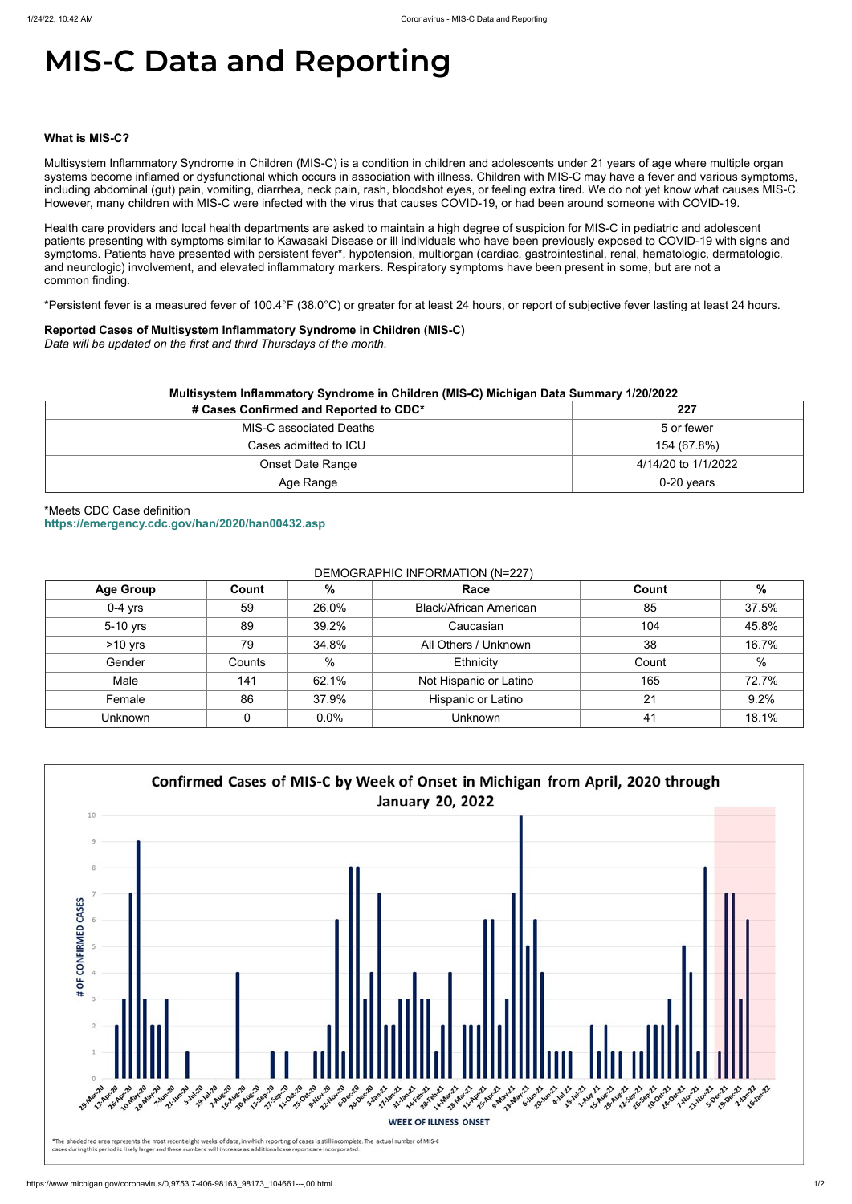# MIS-C Data and Reporting

**What is MIS-C?**

Multisystem Inflammatory Syndrome in Children (MIS-C) is a condition in children and adolescents under 21 years of age where multiple organ systems become inflamed or dysfunctional which occurs in association with illness. Children with MIS-C may have a fever and various symptoms, including abdominal (gut) pain, vomiting, diarrhea, neck pain, rash, bloodshot eyes, or feeling extra tired. We do not yet know what causes MIS-C. However, many children with MIS-C were infected with the virus that causes COVID-19, or had been around someone with COVID-19.

Health care providers and local health departments are asked to maintain a high degree of suspicion for MIS-C in pediatric and adolescent patients presenting with symptoms similar to Kawasaki Disease or ill individuals who have been previously exposed to COVID-19 with signs and symptoms. Patients have presented with persistent fever*, hypotension, multiorgan (cardiac, gastrointestinal, renal, hematologic, dermatologic, and neurologic) involvement, and elevated inflammatory markers. Respiratory symptoms have been present in some, but are not a common finding.

*Persistent fever is a measured fever of 100.4°F (38.0°C) or greater for at least 24 hours, or report of subjective fever lasting at least 24 hours.

**Reported Cases of Multisystem Inflammatory Syndrome in Children (MIS-C)**
*Data will be updated on the first and third Thursdays of the month.*

**Multisystem Inflammatory Syndrome in Children (MIS-C) Michigan Data Summary 1/20/2022**

| # Cases Confirmed and Reported to CDC* | 227 |
|---|---|
| MIS-C associated Deaths | 5 or fewer |
| Cases admitted to ICU | 154 (67.8%) |
| Onset Date Range | 4/14/20 to 1/1/2022 |
| Age Range | 0-20 years |

*Meets CDC Case definition
https://emergency.cdc.gov/han/2020/han00432.asp

DEMOGRAPHIC INFORMATION (N=227)

| Age Group | Count | % | Race | Count | % |
|---|---|---|---|---|---|
| 0-4 yrs | 59 | 26.0% | Black/African American | 85 | 37.5% |
| 5-10 yrs | 89 | 39.2% | Caucasian | 104 | 45.8% |
| >10 yrs | 79 | 34.8% | All Others / Unknown | 38 | 16.7% |
| Gender | Counts | % | Ethnicity | Count | % |
| Male | 141 | 62.1% | Not Hispanic or Latino | 165 | 72.7% |
| Female | 86 | 37.9% | Hispanic or Latino | 21 | 9.2% |
| Unknown | 0 | 0.0% | Unknown | 41 | 18.1% |

Confirmed Cases of MIS-C by Week of Onset in Michigan from April, 2020 through January 20, 2022

*The shaded red area represents the most recent eight weeks of data, in which reporting of cases is still incomplete. The actual number of MIS-C cases during this period is likely larger and these numbers will increase as additional case reports are incorporated.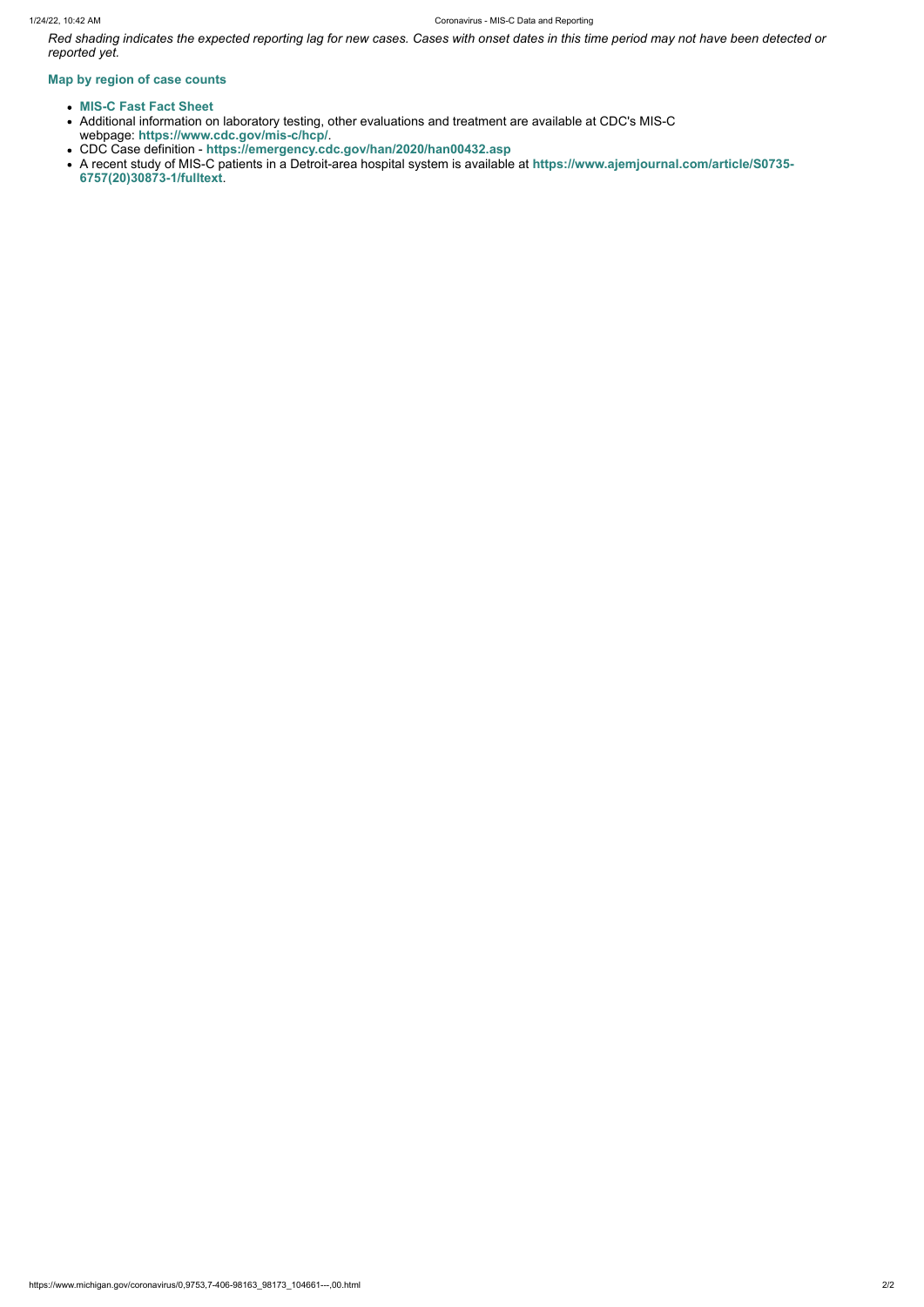*Red shading indicates the expected reporting lag for new cases. Cases with onset dates in this time period may not have been detected or reported yet.*

**Map by region of case counts**

- **MIS-C Fast Fact Sheet**
- Additional information on laboratory testing, other evaluations and treatment are available at CDC's MIS-C webpage: **https://www.cdc.gov/mis-c/hcp/**.
- CDC Case definition - **https://emergency.cdc.gov/han/2020/han00432.asp**
- A recent study of MIS-C patients in a Detroit-area hospital system is available at **https://www.ajemjournal.com/article/S0735-6757(20)30873-1/fulltext**.